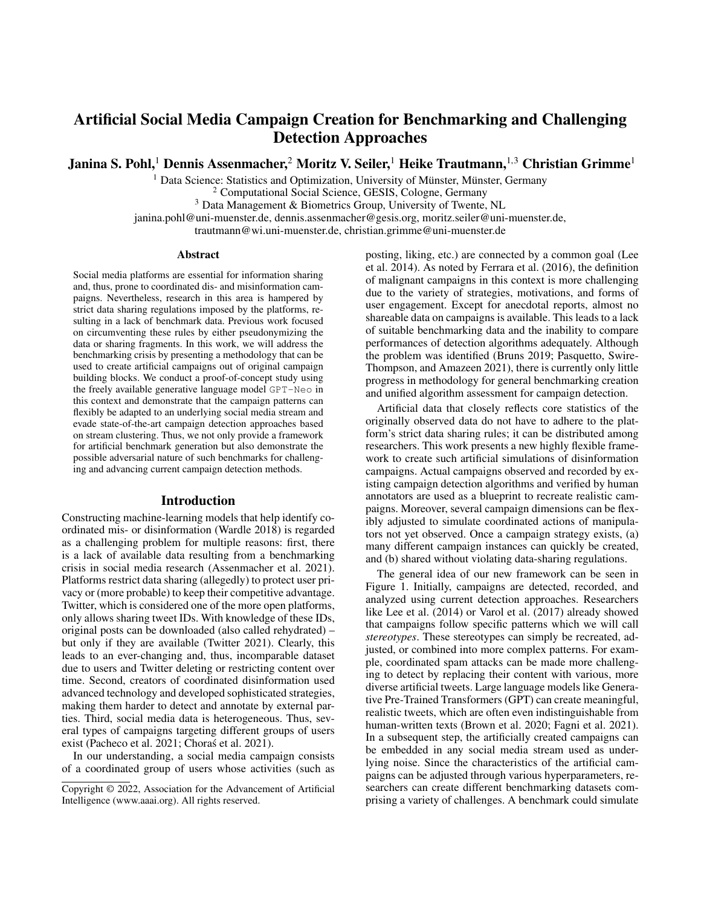# Artificial Social Media Campaign Creation for Benchmarking and Challenging Detection Approaches

**Janina S. Pohl,**[1] **Dennis Assenmacher,**[2] **Moritz V. Seiler,**[1] **Heike Trautmann,**[1,3] **Christian Grimme**[1]

[1] Data Science: Statistics and Optimization, University of Münster, Münster, Germany
[2] Computational Social Science, GESIS, Cologne, Germany
[3] Data Management & Biometrics Group, University of Twente, NL
janina.pohl@uni-muenster.de, dennis.assenmacher@gesis.org, moritz.seiler@uni-muenster.de,
trautmann@wi.uni-muenster.de, christian.grimme@uni-muenster.de

## Abstract

Social media platforms are essential for information sharing and, thus, prone to coordinated dis- and misinformation campaigns. Nevertheless, research in this area is hampered by strict data sharing regulations imposed by the platforms, resulting in a lack of benchmark data. Previous work focused on circumventing these rules by either pseudonymizing the data or sharing fragments. In this work, we will address the benchmarking crisis by presenting a methodology that can be used to create artificial campaigns out of original campaign building blocks. We conduct a proof-of-concept study using the freely available generative language model `GPT-Neo` in this context and demonstrate that the campaign patterns can flexibly be adapted to an underlying social media stream and evade state-of-the-art campaign detection approaches based on stream clustering. Thus, we not only provide a framework for artificial benchmark generation but also demonstrate the possible adversarial nature of such benchmarks for challenging and advancing current campaign detection methods.

## Introduction

Constructing machine-learning models that help identify coordinated mis- or disinformation (Wardle 2018) is regarded as a challenging problem for multiple reasons: first, there is a lack of available data resulting from a benchmarking crisis in social media research (Assenmacher et al. 2021). Platforms restrict data sharing (allegedly) to protect user privacy or (more probable) to keep their competitive advantage. Twitter, which is considered one of the more open platforms, only allows sharing tweet IDs. With knowledge of these IDs, original posts can be downloaded (also called rehydrated) – but only if they are available (Twitter 2021). Clearly, this leads to an ever-changing and, thus, incomparable dataset due to users and Twitter deleting or restricting content over time. Second, creators of coordinated disinformation used advanced technology and developed sophisticated strategies, making them harder to detect and annotate by external parties. Third, social media data is heterogeneous. Thus, several types of campaigns targeting different groups of users exist (Pacheco et al. 2021; Choraś et al. 2021).

In our understanding, a social media campaign consists of a coordinated group of users whose activities (such as posting, liking, etc.) are connected by a common goal (Lee et al. 2014). As noted by Ferrara et al. (2016), the definition of malignant campaigns in this context is more challenging due to the variety of strategies, motivations, and forms of user engagement. Except for anecdotal reports, almost no shareable data on campaigns is available. This leads to a lack of suitable benchmarking data and the inability to compare performances of detection algorithms adequately. Although the problem was identified (Bruns 2019; Pasquetto, Swire-Thompson, and Amazeen 2021), there is currently only little progress in methodology for general benchmarking creation and unified algorithm assessment for campaign detection.

Artificial data that closely reflects core statistics of the originally observed data do not have to adhere to the platform's strict data sharing rules; it can be distributed among researchers. This work presents a new highly flexible framework to create such artificial simulations of disinformation campaigns. Actual campaigns observed and recorded by existing campaign detection algorithms and verified by human annotators are used as a blueprint to recreate realistic campaigns. Moreover, several campaign dimensions can be flexibly adjusted to simulate coordinated actions of manipulators not yet observed. Once a campaign strategy exists, (a) many different campaign instances can quickly be created, and (b) shared without violating data-sharing regulations.

The general idea of our new framework can be seen in Figure 1. Initially, campaigns are detected, recorded, and analyzed using current detection approaches. Researchers like Lee et al. (2014) or Varol et al. (2017) already showed that campaigns follow specific patterns which we will call *stereotypes*. These stereotypes can simply be recreated, adjusted, or combined into more complex patterns. For example, coordinated spam attacks can be made more challenging to detect by replacing their content with various, more diverse artificial tweets. Large language models like Generative Pre-Trained Transformers (GPT) can create meaningful, realistic tweets, which are often even indistinguishable from human-written texts (Brown et al. 2020; Fagni et al. 2021). In a subsequent step, the artificially created campaigns can be embedded in any social media stream used as underlying noise. Since the characteristics of the artificial campaigns can be adjusted through various hyperparameters, researchers can create different benchmarking datasets comprising a variety of challenges. A benchmark could simulate

Copyright © 2022, Association for the Advancement of Artificial Intelligence (www.aaai.org). All rights reserved.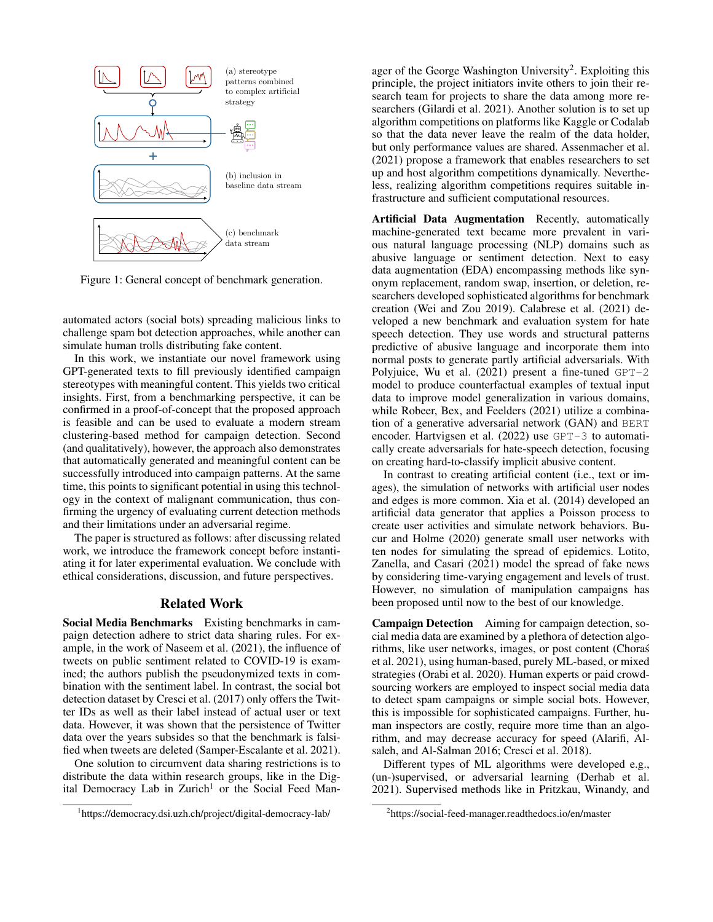Figure 1: General concept of benchmark generation.

automated actors (social bots) spreading malicious links to challenge spam bot detection approaches, while another can simulate human trolls distributing fake content.

In this work, we instantiate our novel framework using GPT-generated texts to fill previously identified campaign stereotypes with meaningful content. This yields two critical insights. First, from a benchmarking perspective, it can be confirmed in a proof-of-concept that the proposed approach is feasible and can be used to evaluate a modern stream clustering-based method for campaign detection. Second (and qualitatively), however, the approach also demonstrates that automatically generated and meaningful content can be successfully introduced into campaign patterns. At the same time, this points to significant potential in using this technology in the context of malignant communication, thus confirming the urgency of evaluating current detection methods and their limitations under an adversarial regime.

The paper is structured as follows: after discussing related work, we introduce the framework concept before instantiating it for later experimental evaluation. We conclude with ethical considerations, discussion, and future perspectives.

## Related Work

**Social Media Benchmarks** Existing benchmarks in campaign detection adhere to strict data sharing rules. For example, in the work of Naseem et al. (2021), the influence of tweets on public sentiment related to COVID-19 is examined; the authors publish the pseudonymized texts in combination with the sentiment label. In contrast, the social bot detection dataset by Cresci et al. (2017) only offers the Twitter IDs as well as their label instead of actual user or text data. However, it was shown that the persistence of Twitter data over the years subsides so that the benchmark is falsified when tweets are deleted (Samper-Escalante et al. 2021).

One solution to circumvent data sharing restrictions is to distribute the data within research groups, like in the Digital Democracy Lab in Zurich[1] or the Social Feed Manager of the George Washington University[2]. Exploiting this principle, the project initiators invite others to join their research team for projects to share the data among more researchers (Gilardi et al. 2021). Another solution is to set up algorithm competitions on platforms like Kaggle or Codalab so that the data never leave the realm of the data holder, but only performance values are shared. Assenmacher et al. (2021) propose a framework that enables researchers to set up and host algorithm competitions dynamically. Nevertheless, realizing algorithm competitions requires suitable infrastructure and sufficient computational resources.

**Artificial Data Augmentation** Recently, automatically machine-generated text became more prevalent in various natural language processing (NLP) domains such as abusive language or sentiment detection. Next to easy data augmentation (EDA) encompassing methods like synonym replacement, random swap, insertion, or deletion, researchers developed sophisticated algorithms for benchmark creation (Wei and Zou 2019). Calabrese et al. (2021) developed a new benchmark and evaluation system for hate speech detection. They use words and structural patterns predictive of abusive language and incorporate them into normal posts to generate partly artificial adversarials. With Polyjuice, Wu et al. (2021) present a fine-tuned `GPT-2` model to produce counterfactual examples of textual input data to improve model generalization in various domains, while Robeer, Bex, and Feelders (2021) utilize a combination of a generative adversarial network (GAN) and `BERT` encoder. Hartvigsen et al. (2022) use `GPT-3` to automatically create adversarials for hate-speech detection, focusing on creating hard-to-classify implicit abusive content.

In contrast to creating artificial content (i.e., text or images), the simulation of networks with artificial user nodes and edges is more common. Xia et al. (2014) developed an artificial data generator that applies a Poisson process to create user activities and simulate network behaviors. Bucur and Holme (2020) generate small user networks with ten nodes for simulating the spread of epidemics. Lotito, Zanella, and Casari (2021) model the spread of fake news by considering time-varying engagement and levels of trust. However, no simulation of manipulation campaigns has been proposed until now to the best of our knowledge.

**Campaign Detection** Aiming for campaign detection, social media data are examined by a plethora of detection algorithms, like user networks, images, or post content (Choraś et al. 2021), using human-based, purely ML-based, or mixed strategies (Orabi et al. 2020). Human experts or paid crowdsourcing workers are employed to inspect social media data to detect spam campaigns or simple social bots. However, this is impossible for sophisticated campaigns. Further, human inspectors are costly, require more time than an algorithm, and may decrease accuracy for speed (Alarifi, Alsaleh, and Al-Salman 2016; Cresci et al. 2018).

Different types of ML algorithms were developed e.g., (un-)supervised, or adversarial learning (Derhab et al. 2021). Supervised methods like in Pritzkau, Winandy, and

[1] https://democracy.dsi.uzh.ch/project/digital-democracy-lab/

[2] https://social-feed-manager.readthedocs.io/en/master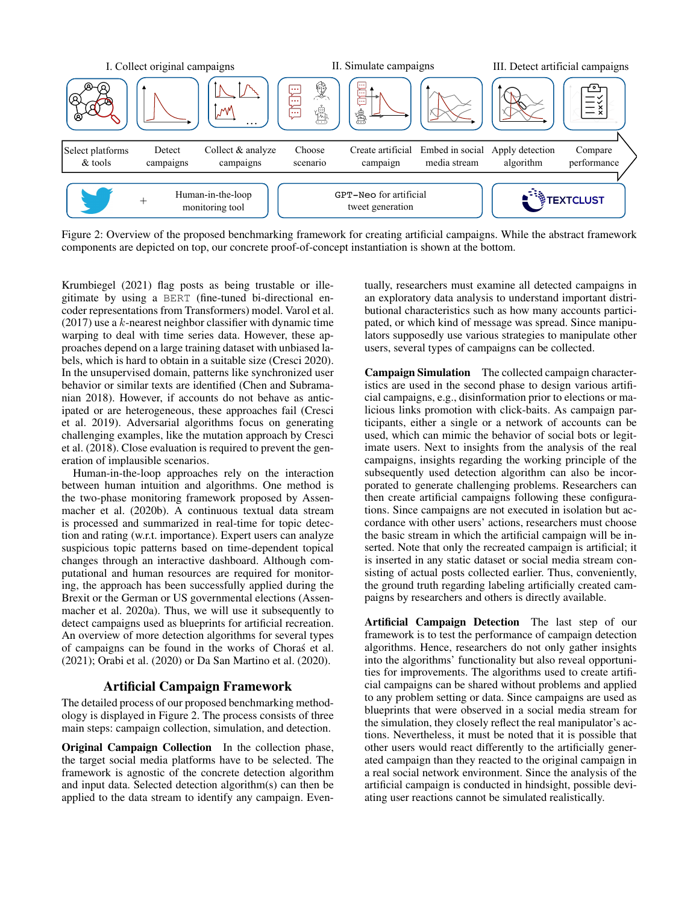I. Collect original campaigns | II. Simulate campaigns | III. Detect artificial campaigns

Select platforms & tools → Detect campaigns → Collect & analyze campaigns → Choose scenario → Create artificial campaign → Embed in social media stream → Apply detection algorithm → Compare performance

+ Human-in-the-loop monitoring tool | GPT-Neo for artificial tweet generation | TEXTCLUST

Figure 2: Overview of the proposed benchmarking framework for creating artificial campaigns. While the abstract framework components are depicted on top, our concrete proof-of-concept instantiation is shown at the bottom.

Krumbiegel (2021) flag posts as being trustable or illegitimate by using a BERT (fine-tuned bi-directional encoder representations from Transformers) model. Varol et al. (2017) use a $k$-nearest neighbor classifier with dynamic time warping to deal with time series data. However, these approaches depend on a large training dataset with unbiased labels, which is hard to obtain in a suitable size (Cresci 2020). In the unsupervised domain, patterns like synchronized user behavior or similar texts are identified (Chen and Subramanian 2018). However, if accounts do not behave as anticipated or are heterogeneous, these approaches fail (Cresci et al. 2019). Adversarial algorithms focus on generating challenging examples, like the mutation approach by Cresci et al. (2018). Close evaluation is required to prevent the generation of implausible scenarios.

Human-in-the-loop approaches rely on the interaction between human intuition and algorithms. One method is the two-phase monitoring framework proposed by Assenmacher et al. (2020b). A continuous textual data stream is processed and summarized in real-time for topic detection and rating (w.r.t. importance). Expert users can analyze suspicious topic patterns based on time-dependent topical changes through an interactive dashboard. Although computational and human resources are required for monitoring, the approach has been successfully applied during the Brexit or the German or US governmental elections (Assenmacher et al. 2020a). Thus, we will use it subsequently to detect campaigns used as blueprints for artificial recreation. An overview of more detection algorithms for several types of campaigns can be found in the works of Choraś et al. (2021); Orabi et al. (2020) or Da San Martino et al. (2020).

## Artificial Campaign Framework

The detailed process of our proposed benchmarking methodology is displayed in Figure 2. The process consists of three main steps: campaign collection, simulation, and detection.

**Original Campaign Collection** In the collection phase, the target social media platforms have to be selected. The framework is agnostic of the concrete detection algorithm and input data. Selected detection algorithm(s) can then be applied to the data stream to identify any campaign. Eventually, researchers must examine all detected campaigns in an exploratory data analysis to understand important distributional characteristics such as how many accounts participated, or which kind of message was spread. Since manipulators supposedly use various strategies to manipulate other users, several types of campaigns can be collected.

**Campaign Simulation** The collected campaign characteristics are used in the second phase to design various artificial campaigns, e.g., disinformation prior to elections or malicious links promotion with click-baits. As campaign participants, either a single or a network of accounts can be used, which can mimic the behavior of social bots or legitimate users. Next to insights from the analysis of the real campaigns, insights regarding the working principle of the subsequently used detection algorithm can also be incorporated to generate challenging problems. Researchers can then create artificial campaigns following these configurations. Since campaigns are not executed in isolation but accordance with other users' actions, researchers must choose the basic stream in which the artificial campaign will be inserted. Note that only the recreated campaign is artificial; it is inserted in any static dataset or social media stream consisting of actual posts collected earlier. Thus, conveniently, the ground truth regarding labeling artificially created campaigns by researchers and others is directly available.

**Artificial Campaign Detection** The last step of our framework is to test the performance of campaign detection algorithms. Hence, researchers do not only gather insights into the algorithms' functionality but also reveal opportunities for improvements. The algorithms used to create artificial campaigns can be shared without problems and applied to any problem setting or data. Since campaigns are used as blueprints that were observed in a social media stream for the simulation, they closely reflect the real manipulator's actions. Nevertheless, it must be noted that it is possible that other users would react differently to the artificially generated campaign than they reacted to the original campaign in a real social network environment. Since the analysis of the artificial campaign is conducted in hindsight, possible deviating user reactions cannot be simulated realistically.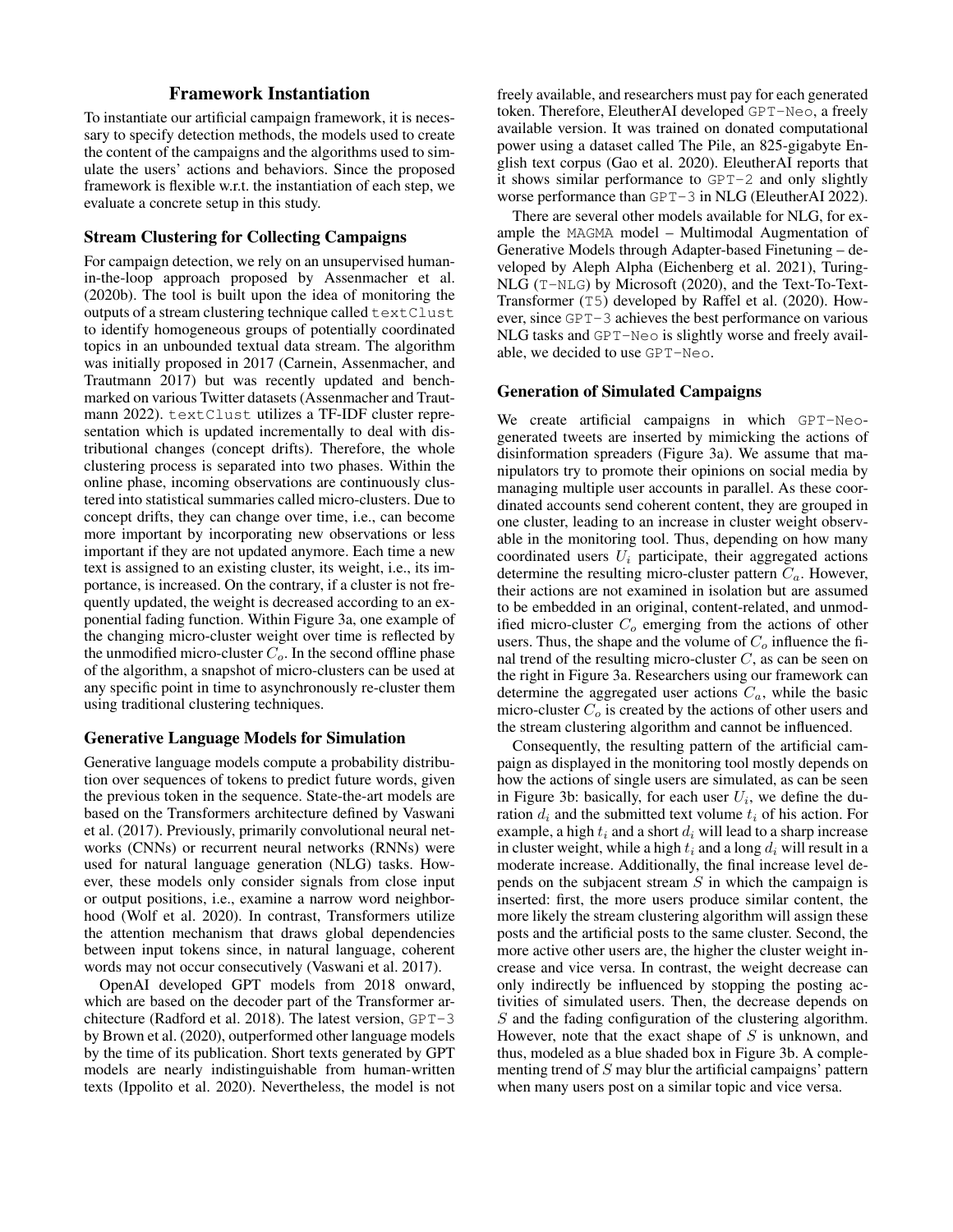## Framework Instantiation

To instantiate our artificial campaign framework, it is necessary to specify detection methods, the models used to create the content of the campaigns and the algorithms used to simulate the users' actions and behaviors. Since the proposed framework is flexible w.r.t. the instantiation of each step, we evaluate a concrete setup in this study.

### Stream Clustering for Collecting Campaigns

For campaign detection, we rely on an unsupervised human-in-the-loop approach proposed by Assenmacher et al. (2020b). The tool is built upon the idea of monitoring the outputs of a stream clustering technique called `textClust` to identify homogeneous groups of potentially coordinated topics in an unbounded textual data stream. The algorithm was initially proposed in 2017 (Carnein, Assenmacher, and Trautmann 2017) but was recently updated and benchmarked on various Twitter datasets (Assenmacher and Trautmann 2022). `textClust` utilizes a TF-IDF cluster representation which is updated incrementally to deal with distributional changes (concept drifts). Therefore, the whole clustering process is separated into two phases. Within the online phase, incoming observations are continuously clustered into statistical summaries called micro-clusters. Due to concept drifts, they can change over time, i.e., can become more important by incorporating new observations or less important if they are not updated anymore. Each time a new text is assigned to an existing cluster, its weight, i.e., its importance, is increased. On the contrary, if a cluster is not frequently updated, the weight is decreased according to an exponential fading function. Within Figure 3a, one example of the changing micro-cluster weight over time is reflected by the unmodified micro-cluster $C_o$. In the second offline phase of the algorithm, a snapshot of micro-clusters can be used at any specific point in time to asynchronously re-cluster them using traditional clustering techniques.

### Generative Language Models for Simulation

Generative language models compute a probability distribution over sequences of tokens to predict future words, given the previous token in the sequence. State-the-art models are based on the Transformers architecture defined by Vaswani et al. (2017). Previously, primarily convolutional neural networks (CNNs) or recurrent neural networks (RNNs) were used for natural language generation (NLG) tasks. However, these models only consider signals from close input or output positions, i.e., examine a narrow word neighborhood (Wolf et al. 2020). In contrast, Transformers utilize the attention mechanism that draws global dependencies between input tokens since, in natural language, coherent words may not occur consecutively (Vaswani et al. 2017).

OpenAI developed GPT models from 2018 onward, which are based on the decoder part of the Transformer architecture (Radford et al. 2018). The latest version, `GPT-3` by Brown et al. (2020), outperformed other language models by the time of its publication. Short texts generated by GPT models are nearly indistinguishable from human-written texts (Ippolito et al. 2020). Nevertheless, the model is not freely available, and researchers must pay for each generated token. Therefore, EleutherAI developed `GPT-Neo`, a freely available version. It was trained on donated computational power using a dataset called The Pile, an 825-gigabyte English text corpus (Gao et al. 2020). EleutherAI reports that it shows similar performance to `GPT-2` and only slightly worse performance than `GPT-3` in NLG (EleutherAI 2022).

There are several other models available for NLG, for example the `MAGMA` model – Multimodal Augmentation of Generative Models through Adapter-based Finetuning – developed by Aleph Alpha (Eichenberg et al. 2021), Turing-NLG (`T-NLG`) by Microsoft (2020), and the Text-To-Text-Transformer (`T5`) developed by Raffel et al. (2020). However, since `GPT-3` achieves the best performance on various NLG tasks and `GPT-Neo` is slightly worse and freely available, we decided to use `GPT-Neo`.

### Generation of Simulated Campaigns

We create artificial campaigns in which `GPT-Neo`-generated tweets are inserted by mimicking the actions of disinformation spreaders (Figure 3a). We assume that manipulators try to promote their opinions on social media by managing multiple user accounts in parallel. As these coordinated accounts send coherent content, they are grouped in one cluster, leading to an increase in cluster weight observable in the monitoring tool. Thus, depending on how many coordinated users $U_i$ participate, their aggregated actions determine the resulting micro-cluster pattern $C_a$. However, their actions are not examined in isolation but are assumed to be embedded in an original, content-related, and unmodified micro-cluster $C_o$ emerging from the actions of other users. Thus, the shape and the volume of $C_o$ influence the final trend of the resulting micro-cluster $C$, as can be seen on the right in Figure 3a. Researchers using our framework can determine the aggregated user actions $C_a$, while the basic micro-cluster $C_o$ is created by the actions of other users and the stream clustering algorithm and cannot be influenced.

Consequently, the resulting pattern of the artificial campaign as displayed in the monitoring tool mostly depends on how the actions of single users are simulated, as can be seen in Figure 3b: basically, for each user $U_i$, we define the duration $d_i$ and the submitted text volume $t_i$ of his action. For example, a high $t_i$ and a short $d_i$ will lead to a sharp increase in cluster weight, while a high $t_i$ and a long $d_i$ will result in a moderate increase. Additionally, the final increase level depends on the subjacent stream $S$ in which the campaign is inserted: first, the more users produce similar content, the more likely the stream clustering algorithm will assign these posts and the artificial posts to the same cluster. Second, the more active other users are, the higher the cluster weight increase and vice versa. In contrast, the weight decrease can only indirectly be influenced by stopping the posting activities of simulated users. Then, the decrease depends on $S$ and the fading configuration of the clustering algorithm. However, note that the exact shape of $S$ is unknown, and thus, modeled as a blue shaded box in Figure 3b. A complementing trend of $S$ may blur the artificial campaigns' pattern when many users post on a similar topic and vice versa.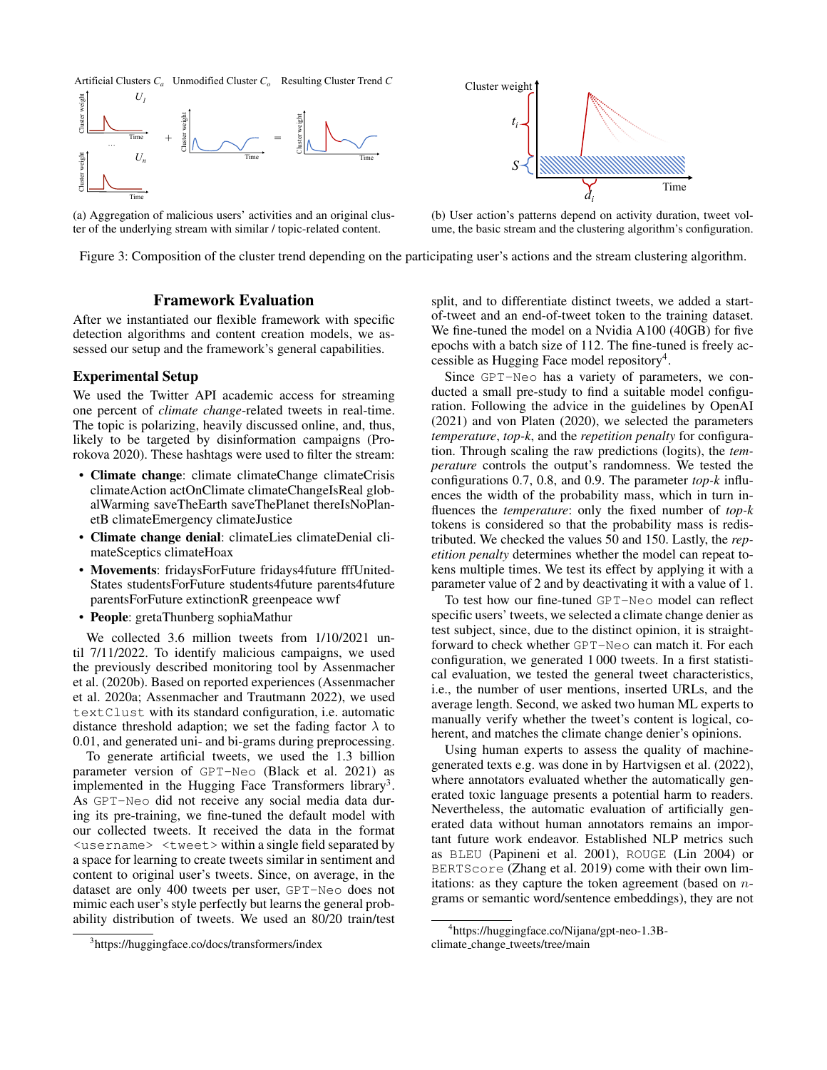(a) Aggregation of malicious users' activities and an original cluster of the underlying stream with similar / topic-related content.

(b) User action's patterns depend on activity duration, tweet volume, the basic stream and the clustering algorithm's configuration.

Figure 3: Composition of the cluster trend depending on the participating user's actions and the stream clustering algorithm.

## Framework Evaluation

After we instantiated our flexible framework with specific detection algorithms and content creation models, we assessed our setup and the framework's general capabilities.

### Experimental Setup

We used the Twitter API academic access for streaming one percent of *climate change*-related tweets in real-time. The topic is polarizing, heavily discussed online, and, thus, likely to be targeted by disinformation campaigns (Prokorova 2020). These hashtags were used to filter the stream:

- **Climate change**: climate climateChange climateCrisis climateAction actOnClimate climateChangeIsReal globalWarming saveTheEarth saveThePlanet thereIsNoPlanetB climateEmergency climateJustice
- **Climate change denial**: climateLies climateDenial climateSceptics climateHoax
- **Movements**: fridaysForFuture fridays4future fffUnitedStates studentsForFuture students4future parents4future parentsForFuture extinctionR greenpeace wwf
- **People**: gretaThunberg sophiaMathur

We collected 3.6 million tweets from 1/10/2021 until 7/11/2022. To identify malicious campaigns, we used the previously described monitoring tool by Assenmacher et al. (2020b). Based on reported experiences (Assenmacher et al. 2020a; Assenmacher and Trautmann 2022), we used `textClust` with its standard configuration, i.e. automatic distance threshold adaption; we set the fading factor $\lambda$ to 0.01, and generated uni- and bi-grams during preprocessing.

To generate artificial tweets, we used the 1.3 billion parameter version of `GPT-Neo` (Black et al. 2021) as implemented in the Hugging Face Transformers library[3]. As `GPT-Neo` did not receive any social media data during its pre-training, we fine-tuned the default model with our collected tweets. It received the data in the format `<username> <tweet>` within a single field separated by a space for learning to create tweets similar in sentiment and content to original user's tweets. Since, on average, in the dataset are only 400 tweets per user, `GPT-Neo` does not mimic each user's style perfectly but learns the general probability distribution of tweets. We used an 80/20 train/test split, and to differentiate distinct tweets, we added a start-of-tweet and an end-of-tweet token to the training dataset. We fine-tuned the model on a Nvidia A100 (40GB) for five epochs with a batch size of 112. The fine-tuned is freely accessible as Hugging Face model repository[4].

Since `GPT-Neo` has a variety of parameters, we conducted a small pre-study to find a suitable model configuration. Following the guidelines by OpenAI (2021) and von Platen (2020), we selected the parameters *temperature*, *top-k*, and the *repetition penalty* for configuration. Through scaling the raw predictions (logits), the *temperature* controls the output's randomness. We tested the configurations 0.7, 0.8, and 0.9. The parameter *top-k* influences the width of the probability mass, which in turn influences the *temperature*: only the fixed number of *top-k* tokens is considered so that the probability mass is redistributed. We checked the values 50 and 150. Lastly, the *repetition penalty* determines whether the model can repeat tokens multiple times. We test its effect by applying it with a parameter value of 2 and by deactivating it with a value of 1.

To test how our fine-tuned `GPT-Neo` model can reflect specific users' tweets, we selected a climate change denier as test subject, since, due to the distinct opinion, it is straightforward to check whether `GPT-Neo` can match it. For each configuration, we generated 1 000 tweets. In a first statistical evaluation, we tested the general tweet characteristics, i.e., the number of user mentions, inserted URLs, and the average length. Second, we asked two human ML experts to manually verify whether the tweet's content is logical, coherent, and matches the climate change denier's opinions.

Using human experts to assess the quality of machine-generated texts e.g. was done in by Hartvigsen et al. (2022), where annotators evaluated whether the automatically generated toxic language presents a potential harm to readers. Nevertheless, the automatic evaluation of artificially generated data without human annotators remains an important future work endeavor. Established NLP metrics such as `BLEU` (Papineni et al. 2001), `ROUGE` (Lin 2004) or `BERTScore` (Zhang et al. 2019) come with their own limitations: as they capture the token agreement (based on $n$-grams or semantic word/sentence embeddings), they are not

[3] https://huggingface.co/docs/transformers/index

[4] https://huggingface.co/Nijana/gpt-neo-1.3B-climate_change_tweets/tree/main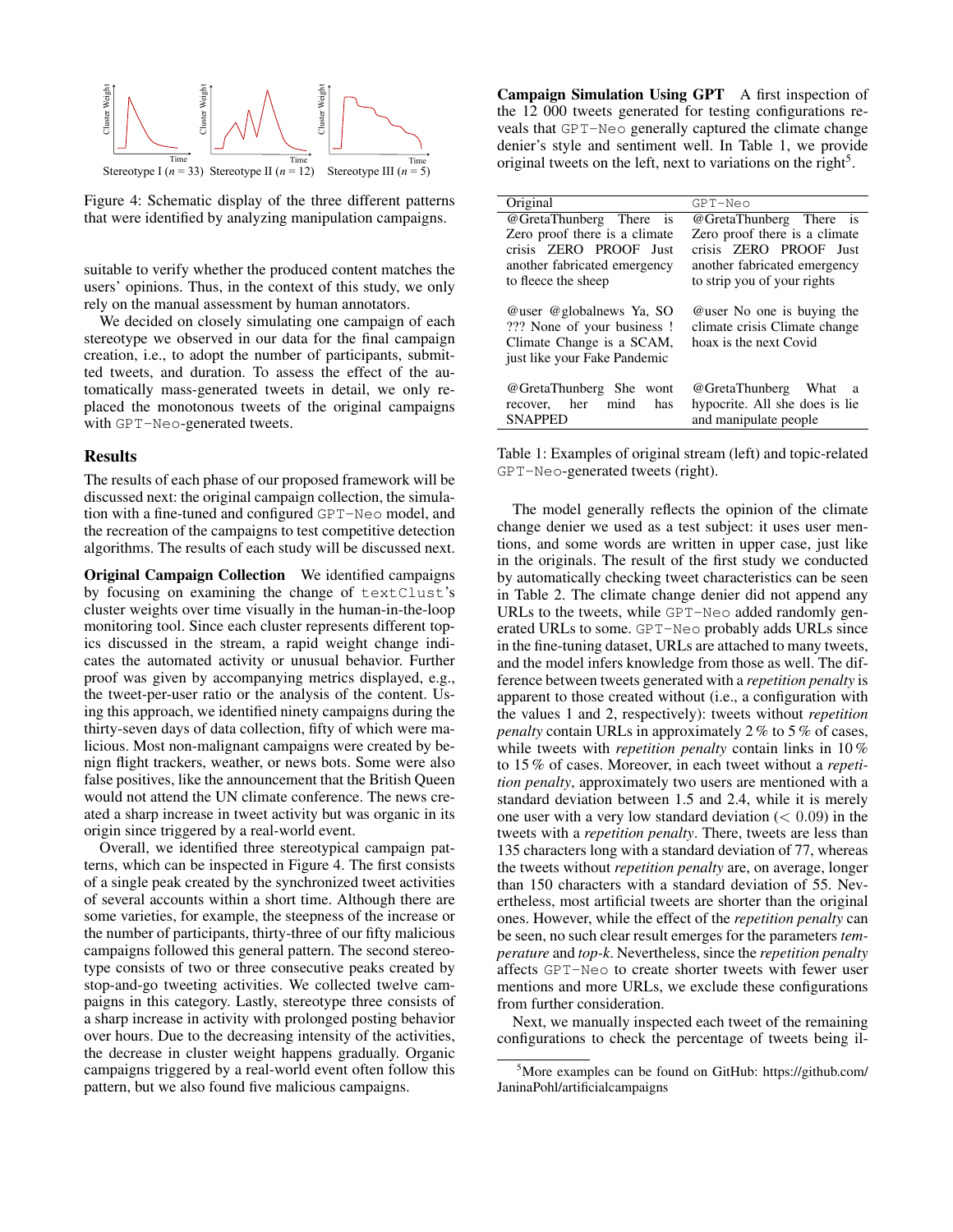Stereotype I ($n = 33$) Stereotype II ($n = 12$) Stereotype III ($n = 5$)

Figure 4: Schematic display of the three different patterns that were identified by analyzing manipulation campaigns.

suitable to verify whether the produced content matches the users' opinions. Thus, in the context of this study, we only rely on the manual assessment by human annotators.

We decided on closely simulating one campaign of each stereotype we observed in our data for the final campaign creation, i.e., to adopt the number of participants, submitted tweets, and duration. To assess the effect of the automatically mass-generated tweets in detail, we only replaced the monotonous tweets of the original campaigns with GPT-Neo-generated tweets.

## Results

The results of each phase of our proposed framework will be discussed next: the original campaign collection, the simulation with a fine-tuned and configured GPT-Neo model, and the recreation of the campaigns to test competitive detection algorithms. The results of each study will be discussed next.

**Original Campaign Collection** We identified campaigns by focusing on examining the change of textClust's cluster weights over time visually in the human-in-the-loop monitoring tool. Since each cluster represents different topics discussed in the stream, a rapid weight change indicates the automated activity or unusual behavior. Further proof was given by accompanying metrics displayed, e.g., the tweet-per-user ratio or the analysis of the content. Using this approach, we identified ninety campaigns during the thirty-seven days of data collection, fifty of which were malicious. Most non-malignant campaigns were created by benign flight trackers, weather, or news bots. Some were also false positives, like the announcement that the British Queen would not attend the UN climate conference. The news created a sharp increase in tweet activity but was organic in its origin since triggered by a real-world event.

Overall, we identified three stereotypical campaign patterns, which can be inspected in Figure 4. The first consists of a single peak created by the synchronized tweet activities of several accounts within a short time. Although there are some varieties, for example, the steepness of the increase or the number of participants, thirty-three of our fifty malicious campaigns followed this general pattern. The second stereotype consists of two or three consecutive peaks created by stop-and-go tweeting activities. We collected twelve campaigns in this category. Lastly, stereotype three consists of a sharp increase in activity with prolonged posting behavior over hours. Due to the decreasing intensity of the activities, the decrease in cluster weight happens gradually. Organic campaigns triggered by a real-world event often follow this pattern, but we also found five malicious campaigns.

**Campaign Simulation Using GPT** A first inspection of the 12 000 tweets generated for testing configurations reveals that GPT-Neo generally captured the climate change denier's style and sentiment well. In Table 1, we provide original tweets on the left, next to variations on the right[5].

| Original | GPT-Neo |
|---|---|
| @GretaThunberg There is Zero proof there is a climate crisis ZERO PROOF Just another fabricated emergency to fleece the sheep | @GretaThunberg There is Zero proof there is a climate crisis ZERO PROOF Just another fabricated emergency to strip you of your rights |
| @user @globalnews Ya, SO ??? None of your business ! Climate Change is a SCAM, just like your Fake Pandemic | @user No one is buying the climate crisis Climate change hoax is the next Covid |
| @GretaThunberg She wont recover, her mind has SNAPPED | @GretaThunberg What a hypocrite. All she does is lie and manipulate people |

Table 1: Examples of original stream (left) and topic-related GPT-Neo-generated tweets (right).

The model generally reflects the opinion of the climate change denier we used as a test subject: it uses user mentions, and some words are written in upper case, just like in the originals. The result of the first study we conducted by automatically checking tweet characteristics can be seen in Table 2. The climate change denier did not append any URLs to the tweets, while GPT-Neo added randomly generated URLs to some. GPT-Neo probably adds URLs since in the fine-tuning dataset, URLs are attached to many tweets, and the model infers knowledge from those as well. The difference between tweets generated with a *repetition penalty* is apparent to those created without (i.e., a configuration with the values 1 and 2, respectively): tweets without *repetition penalty* contain URLs in approximately 2 % to 5 % of cases, while tweets with *repetition penalty* contain links in 10 % to 15 % of cases. Moreover, in each tweet without a *repetition penalty*, approximately two users are mentioned with a standard deviation between 1.5 and 2.4, while it is merely one user with a very low standard deviation ($< 0.09$) in the tweets with a *repetition penalty*. There, tweets are less than 135 characters long with a standard deviation of 77, whereas the tweets without *repetition penalty* are, on average, longer than 150 characters with a standard deviation of 55. Nevertheless, most artificial tweets are shorter than the original ones. However, while the effect of the *repetition penalty* can be seen, no such clear result emerges for the parameters *temperature* and *top-k*. Nevertheless, since the *repetition penalty* affects GPT-Neo to create shorter tweets with fewer user mentions and more URLs, we exclude these configurations from further consideration.

Next, we manually inspected each tweet of the remaining configurations to check the percentage of tweets being il-

[5] More examples can be found on GitHub: https://github.com/JaninaPohl/artificialcampaigns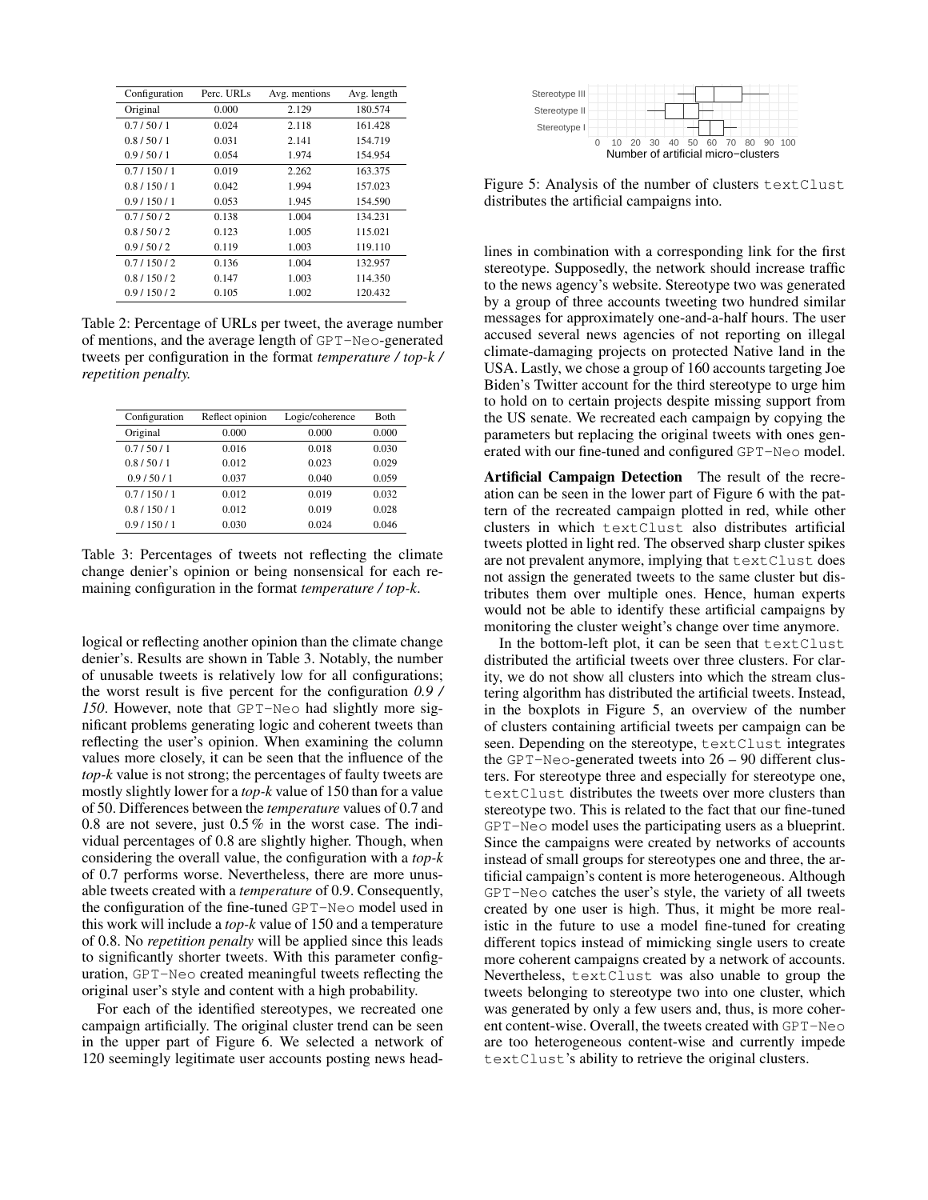| Configuration | Perc. URLs | Avg. mentions | Avg. length |
|---|---|---|---|
| Original | 0.000 | 2.129 | 180.574 |
| 0.7 / 50 / 1 | 0.024 | 2.118 | 161.428 |
| 0.8 / 50 / 1 | 0.031 | 2.141 | 154.719 |
| 0.9 / 50 / 1 | 0.054 | 1.974 | 154.954 |
| 0.7 / 150 / 1 | 0.019 | 2.262 | 163.375 |
| 0.8 / 150 / 1 | 0.042 | 1.994 | 157.023 |
| 0.9 / 150 / 1 | 0.053 | 1.945 | 154.590 |
| 0.7 / 50 / 2 | 0.138 | 1.004 | 134.231 |
| 0.8 / 50 / 2 | 0.123 | 1.005 | 115.021 |
| 0.9 / 50 / 2 | 0.119 | 1.003 | 119.110 |
| 0.7 / 150 / 2 | 0.136 | 1.004 | 132.957 |
| 0.8 / 150 / 2 | 0.147 | 1.003 | 114.350 |
| 0.9 / 150 / 2 | 0.105 | 1.002 | 120.432 |

Table 2: Percentage of URLs per tweet, the average number of mentions, and the average length of GPT-Neo-generated tweets per configuration in the format *temperature / top-k / repetition penalty.*

| Configuration | Reflect opinion | Logic/coherence | Both |
|---|---|---|---|
| Original | 0.000 | 0.000 | 0.000 |
| 0.7 / 50 / 1 | 0.016 | 0.018 | 0.030 |
| 0.8 / 50 / 1 | 0.012 | 0.023 | 0.029 |
| 0.9 / 50 / 1 | 0.037 | 0.040 | 0.059 |
| 0.7 / 150 / 1 | 0.012 | 0.019 | 0.032 |
| 0.8 / 150 / 1 | 0.012 | 0.019 | 0.028 |
| 0.9 / 150 / 1 | 0.030 | 0.024 | 0.046 |

Table 3: Percentages of tweets not reflecting the climate change denier's opinion or being nonsensical for each remaining configuration in the format *temperature / top-k*.

logical or reflecting another opinion than the climate change denier's. Results are shown in Table 3. Notably, the number of unusable tweets is relatively low for all configurations; the worst result is five percent for the configuration *0.9 / 150*. However, note that GPT-Neo had slightly more significant problems generating logic and coherent tweets than reflecting the user's opinion. When examining the column values more closely, it can be seen that the influence of the *top-k* value is not strong; the percentages of faulty tweets are mostly slightly lower for a *top-k* value of 150 than for a value of 50. Differences between the *temperature* values of 0.7 and 0.8 are not severe, just 0.5 % in the worst case. The individual percentages of 0.8 are slightly higher. Though, when considering the overall value, the configuration with a *top-k* of 0.7 performs worse. Nevertheless, there are more unusable tweets created with a *temperature* of 0.9. Consequently, the configuration of the fine-tuned GPT-Neo model used in this work will include a *top-k* value of 150 and a temperature of 0.8. No *repetition penalty* will be applied since this leads to significantly shorter tweets. With this parameter configuration, GPT-Neo created meaningful tweets reflecting the original user's style and content with a high probability.

For each of the identified stereotypes, we recreated one campaign artificially. The original cluster trend can be seen in the upper part of Figure 6. We selected a network of 120 seemingly legitimate user accounts posting news headlines in combination with a corresponding link for the first stereotype. Supposedly, the network should increase traffic to the news agency's website. Stereotype two was generated by a group of three accounts tweeting two hundred similar messages for approximately one-and-a-half hours. The user accused several news agencies of not reporting on illegal climate-damaging projects on protected Native land in the USA. Lastly, we chose a group of 160 accounts targeting Joe Biden's Twitter account for the third stereotype to urge him to hold on to certain projects despite missing support from the US senate. We recreated each campaign by copying the parameters but replacing the original tweets with ones generated with our fine-tuned and configured GPT-Neo model.

Figure 5: Analysis of the number of clusters textClust distributes the artificial campaigns into.

**Artificial Campaign Detection** The result of the recreation can be seen in the lower part of Figure 6 with the pattern of the recreated campaign plotted in red, while other clusters in which textClust also distributes artificial tweets plotted in light red. The observed sharp cluster spikes are not prevalent anymore, implying that textClust does not assign the generated tweets to the same cluster but distributes them over multiple ones. Hence, human experts would not be able to identify these artificial campaigns by monitoring the cluster weight's change over time anymore.

In the bottom-left plot, it can be seen that textClust distributed the artificial tweets over three clusters. For clarity, we do not show all clusters into which the stream clustering algorithm has distributed the artificial tweets. Instead, in the boxplots in Figure 5, an overview of the number of clusters containing artificial tweets per campaign can be seen. Depending on the stereotype, textClust integrates the GPT-Neo-generated tweets into 26 – 90 different clusters. For stereotype three and especially for stereotype one, textClust distributes the tweets over more clusters than stereotype two. This is related to the fact that our fine-tuned GPT-Neo model uses the participating users as a blueprint. Since the campaigns were created by networks of accounts instead of small groups for stereotypes one and three, the artificial campaign's content is more heterogeneous. Although GPT-Neo catches the user's style, the variety of all tweets created by one user is high. Thus, it might be more realistic in the future to use a model fine-tuned for creating different topics instead of mimicking single users to create more coherent campaigns created by a network of accounts. Nevertheless, textClust was also unable to group the tweets belonging to stereotype two into one cluster, which was generated by only a few users and, thus, is more coherent content-wise. Overall, the tweets created with GPT-Neo are too heterogeneous content-wise and currently impede textClust's ability to retrieve the original clusters.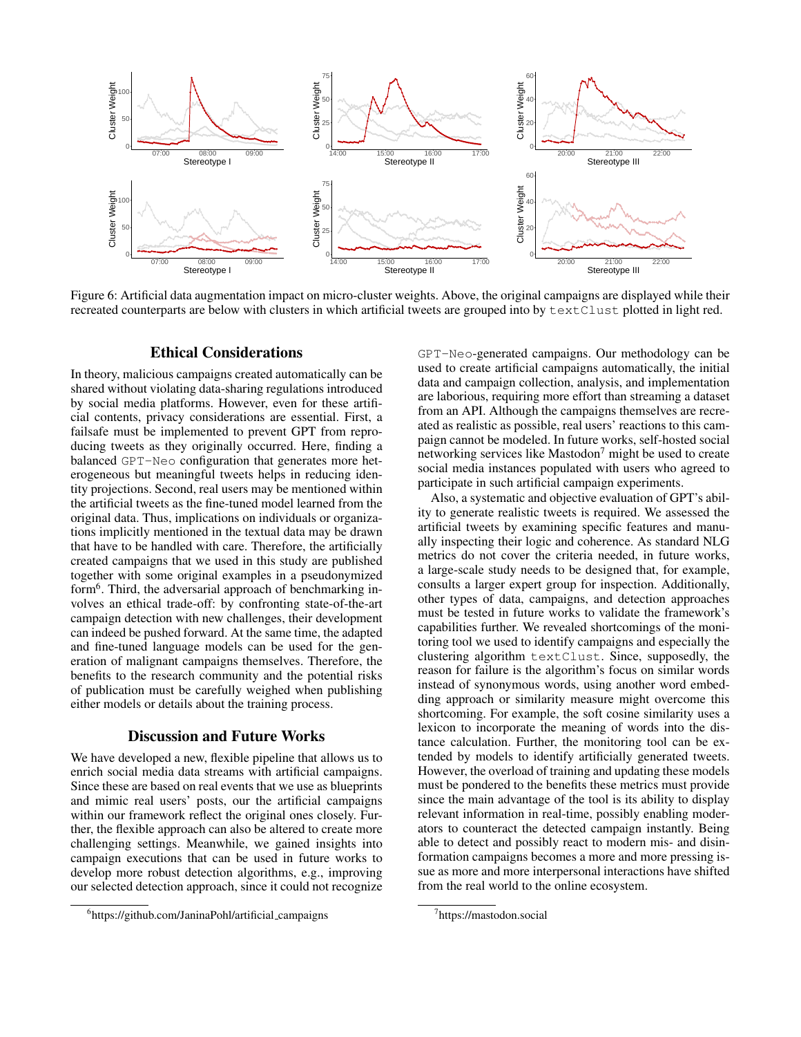Figure 6: Artificial data augmentation impact on micro-cluster weights. Above, the original campaigns are displayed while their recreated counterparts are below with clusters in which artificial tweets are grouped into by `textClust` plotted in light red.

## Ethical Considerations

In theory, malicious campaigns created automatically can be shared without violating data-sharing regulations introduced by social media platforms. However, even for these artificial contents, privacy considerations are essential. First, a failsafe must be implemented to prevent GPT from reproducing tweets as they originally occurred. Here, finding a balanced `GPT-Neo` configuration that generates more heterogeneous but meaningful tweets helps in reducing identity projections. Second, real users may be mentioned within the artificial tweets as the fine-tuned model learned from the original data. Thus, implications on individuals or organizations implicitly mentioned in the textual data may be drawn that have to be handled with care. Therefore, the artificially created campaigns that we used in this study are published together with some original examples in a pseudonymized form[6]. Third, the adversarial approach of benchmarking involves an ethical trade-off: by confronting state-of-the-art campaign detection with new challenges, their development can indeed be pushed forward. At the same time, the adapted and fine-tuned language models can be used for the generation of malignant campaigns themselves. Therefore, the benefits to the research community and the potential risks of publication must be carefully weighed when publishing either models or details about the training process.

## Discussion and Future Works

We have developed a new, flexible pipeline that allows us to enrich social media data streams with artificial campaigns. Since these are based on real events that we use as blueprints and mimic real users' posts, our the artificial campaigns within our framework reflect the original ones closely. Further, the flexible approach can also be altered to create more challenging settings. Meanwhile, we gained insights into campaign executions that can be used in future works to develop more robust detection algorithms, e.g., improving our selected detection approach, since it could not recognize `GPT-Neo`-generated campaigns. Our methodology can be used to create artificial campaigns automatically, the initial data and campaign collection, analysis, and implementation are laborious, requiring more effort than streaming a dataset from an API. Although the campaigns themselves are recreated as realistic as possible, real users' reactions to this campaign cannot be modeled. In future works, self-hosted social networking services like Mastodon[7] might be used to create social media instances populated with users who agreed to participate in such artificial campaign experiments.

Also, a systematic and objective evaluation of GPT's ability to generate realistic tweets is required. We assessed the artificial tweets by examining specific features and manually inspecting their logic and coherence. As standard NLG metrics do not cover the criteria needed, in future works, a large-scale study needs to be designed that, for example, consults a larger expert group for inspection. Additionally, other types of data, campaigns, and detection approaches must be tested in future works to validate the framework's capabilities further. We revealed shortcomings of the monitoring tool we used to identify campaigns and especially the clustering algorithm `textClust`. Since, supposedly, the reason for failure is the algorithm's focus on similar words instead of synonymous words, using another word embedding approach or similarity measure might overcome this shortcoming. For example, the soft cosine similarity uses a lexicon to incorporate the meaning of words into the distance calculation. Further, the monitoring tool can be extended by models to identify artificially generated tweets. However, the overload of training and updating these models must be pondered to the benefits these metrics must provide since the main advantage of the tool is its ability to display relevant information in real-time, possibly enabling moderators to counteract the detected campaign instantly. Being able to detect and possibly react to modern mis- and disinformation campaigns becomes a more and more pressing issue as more and more interpersonal interactions have shifted from the real world to the online ecosystem.

[6] https://github.com/JaninaPohl/artificial_campaigns

[7] https://mastodon.social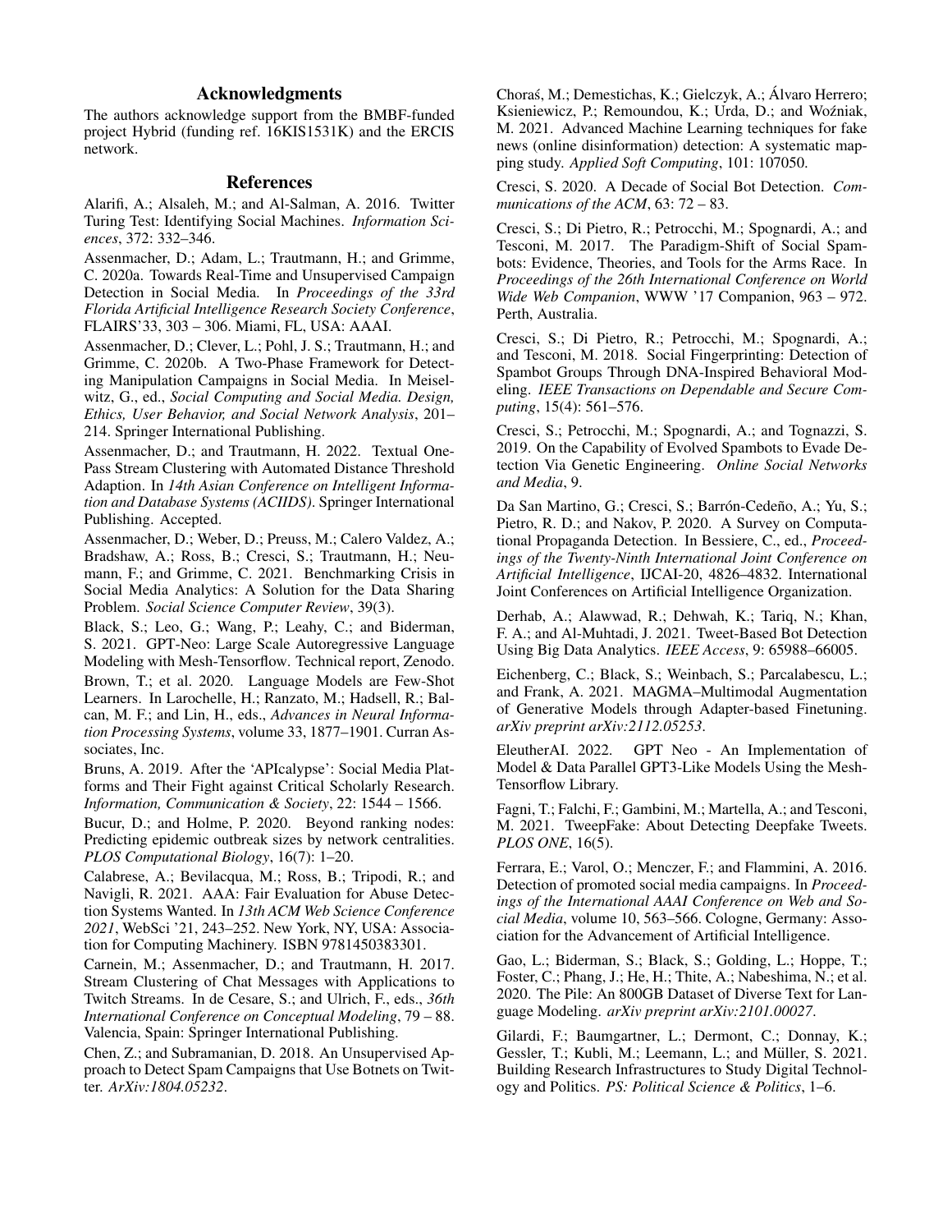## Acknowledgments

The authors acknowledge support from the BMBF-funded project Hybrid (funding ref. 16KIS1531K) and the ERCIS network.

## References

Alarifi, A.; Alsaleh, M.; and Al-Salman, A. 2016. Twitter Turing Test: Identifying Social Machines. *Information Sciences*, 372: 332–346.

Assenmacher, D.; Adam, L.; Trautmann, H.; and Grimme, C. 2020a. Towards Real-Time and Unsupervised Campaign Detection in Social Media. In *Proceedings of the 33rd Florida Artificial Intelligence Research Society Conference*, FLAIRS'33, 303 – 306. Miami, FL, USA: AAAI.

Assenmacher, D.; Clever, L.; Pohl, J. S.; Trautmann, H.; and Grimme, C. 2020b. A Two-Phase Framework for Detecting Manipulation Campaigns in Social Media. In Meiselwitz, G., ed., *Social Computing and Social Media. Design, Ethics, User Behavior, and Social Network Analysis*, 201–214. Springer International Publishing.

Assenmacher, D.; and Trautmann, H. 2022. Textual One-Pass Stream Clustering with Automated Distance Threshold Adaption. In *14th Asian Conference on Intelligent Information and Database Systems (ACIIDS)*. Springer International Publishing. Accepted.

Assenmacher, D.; Weber, D.; Preuss, M.; Calero Valdez, A.; Bradshaw, A.; Ross, B.; Cresci, S.; Trautmann, H.; Neumann, F.; and Grimme, C. 2021. Benchmarking Crisis in Social Media Analytics: A Solution for the Data Sharing Problem. *Social Science Computer Review*, 39(3).

Black, S.; Leo, G.; Wang, P.; Leahy, C.; and Biderman, S. 2021. GPT-Neo: Large Scale Autoregressive Language Modeling with Mesh-Tensorflow. Technical report, Zenodo.

Brown, T.; et al. 2020. Language Models are Few-Shot Learners. In Larochelle, H.; Ranzato, M.; Hadsell, R.; Balcan, M. F.; and Lin, H., eds., *Advances in Neural Information Processing Systems*, volume 33, 1877–1901. Curran Associates, Inc.

Bruns, A. 2019. After the 'APIcalypse': Social Media Platforms and Their Fight against Critical Scholarly Research. *Information, Communication & Society*, 22: 1544 – 1566.

Bucur, D.; and Holme, P. 2020. Beyond ranking nodes: Predicting epidemic outbreak sizes by network centralities. *PLOS Computational Biology*, 16(7): 1–20.

Calabrese, A.; Bevilacqua, M.; Ross, B.; Tripodi, R.; and Navigli, R. 2021. AAA: Fair Evaluation for Abuse Detection Systems Wanted. In *13th ACM Web Science Conference 2021*, WebSci '21, 243–252. New York, NY, USA: Association for Computing Machinery. ISBN 9781450383301.

Carnein, M.; Assenmacher, D.; and Trautmann, H. 2017. Stream Clustering of Chat Messages with Applications to Twitch Streams. In de Cesare, S.; and Ulrich, F., eds., *36th International Conference on Conceptual Modeling*, 79 – 88. Valencia, Spain: Springer International Publishing.

Chen, Z.; and Subramanian, D. 2018. An Unsupervised Approach to Detect Spam Campaigns that Use Botnets on Twitter. *ArXiv:1804.05232*.

Choraś, M.; Demestichas, K.; Gielczyk, A.; Álvaro Herrero; Ksieniewicz, P.; Remoundou, K.; Urda, D.; and Woźniak, M. 2021. Advanced Machine Learning techniques for fake news (online disinformation) detection: A systematic mapping study. *Applied Soft Computing*, 101: 107050.

Cresci, S. 2020. A Decade of Social Bot Detection. *Communications of the ACM*, 63: 72 – 83.

Cresci, S.; Di Pietro, R.; Petrocchi, M.; Spognardi, A.; and Tesconi, M. 2017. The Paradigm-Shift of Social Spambots: Evidence, Theories, and Tools for the Arms Race. In *Proceedings of the 26th International Conference on World Wide Web Companion*, WWW '17 Companion, 963 – 972. Perth, Australia.

Cresci, S.; Di Pietro, R.; Petrocchi, M.; Spognardi, A.; and Tesconi, M. 2018. Social Fingerprinting: Detection of Spambot Groups Through DNA-Inspired Behavioral Modeling. *IEEE Transactions on Dependable and Secure Computing*, 15(4): 561–576.

Cresci, S.; Petrocchi, M.; Spognardi, A.; and Tognazzi, S. 2019. On the Capability of Evolved Spambots to Evade Detection Via Genetic Engineering. *Online Social Networks and Media*, 9.

Da San Martino, G.; Cresci, S.; Barrón-Cedeño, A.; Yu, S.; Pietro, R. D.; and Nakov, P. 2020. A Survey on Computational Propaganda Detection. In Bessiere, C., ed., *Proceedings of the Twenty-Ninth International Joint Conference on Artificial Intelligence*, IJCAI-20, 4826–4832. International Joint Conferences on Artificial Intelligence Organization.

Derhab, A.; Alawwad, R.; Dehwah, K.; Tariq, N.; Khan, F. A.; and Al-Muhtadi, J. 2021. Tweet-Based Bot Detection Using Big Data Analytics. *IEEE Access*, 9: 65988–66005.

Eichenberg, C.; Black, S.; Weinbach, S.; Parcalabescu, L.; and Frank, A. 2021. MAGMA–Multimodal Augmentation of Generative Models through Adapter-based Finetuning. *arXiv preprint arXiv:2112.05253*.

EleutherAI. 2022. GPT Neo - An Implementation of Model & Data Parallel GPT3-Like Models Using the Mesh-Tensorflow Library.

Fagni, T.; Falchi, F.; Gambini, M.; Martella, A.; and Tesconi, M. 2021. TweepFake: About Detecting Deepfake Tweets. *PLOS ONE*, 16(5).

Ferrara, E.; Varol, O.; Menczer, F.; and Flammini, A. 2016. Detection of promoted social media campaigns. In *Proceedings of the International AAAI Conference on Web and Social Media*, volume 10, 563–566. Cologne, Germany: Association for the Advancement of Artificial Intelligence.

Gao, L.; Biderman, S.; Black, S.; Golding, L.; Hoppe, T.; Foster, C.; Phang, J.; He, H.; Thite, A.; Nabeshima, N.; et al. 2020. The Pile: An 800GB Dataset of Diverse Text for Language Modeling. *arXiv preprint arXiv:2101.00027*.

Gilardi, F.; Baumgartner, L.; Dermont, C.; Donnay, K.; Gessler, T.; Kubli, M.; Leemann, L.; and Müller, S. 2021. Building Research Infrastructures to Study Digital Technology and Politics. *PS: Political Science & Politics*, 1–6.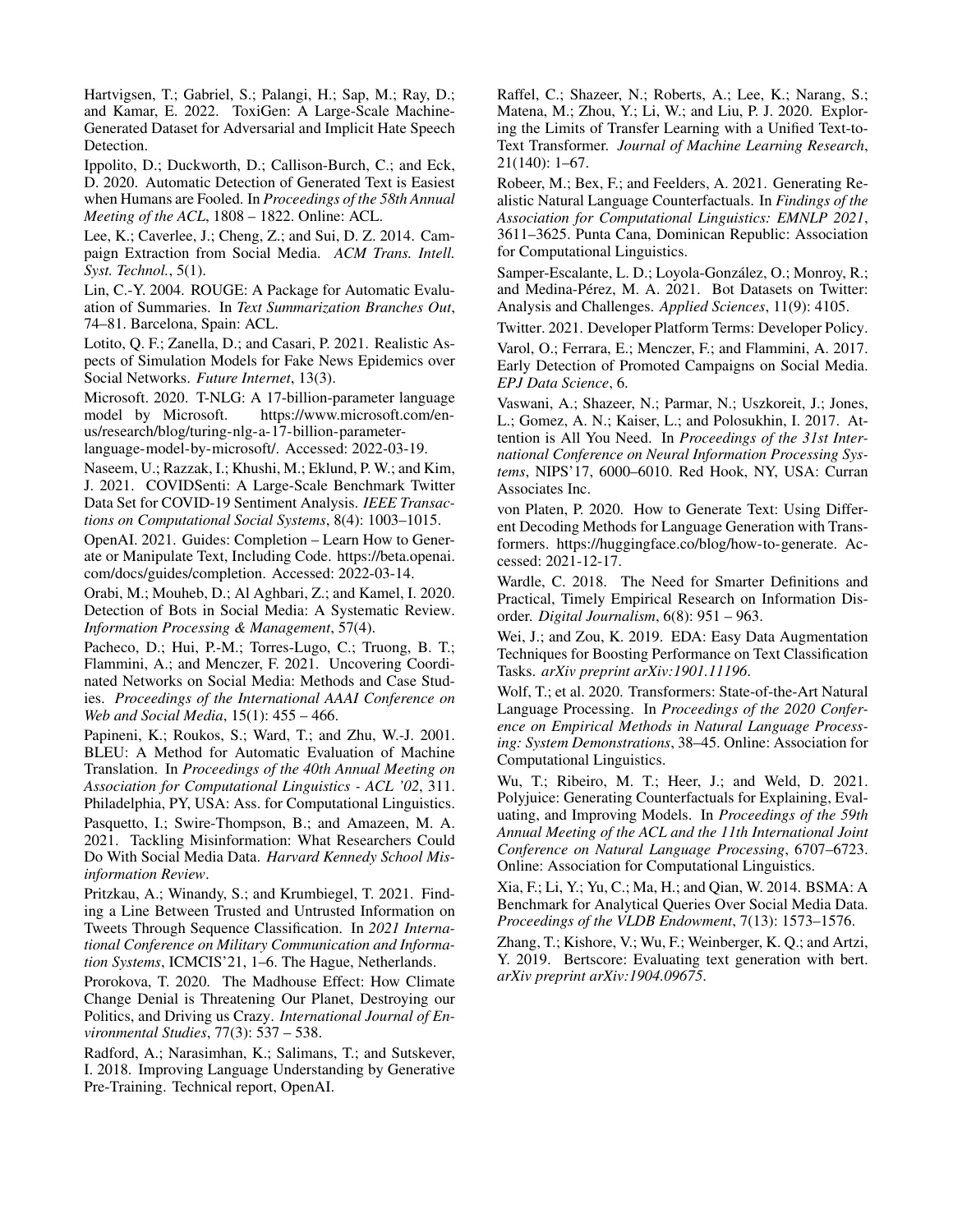Hartvigsen, T.; Gabriel, S.; Palangi, H.; Sap, M.; Ray, D.; and Kamar, E. 2022. ToxiGen: A Large-Scale Machine-Generated Dataset for Adversarial and Implicit Hate Speech Detection.

Ippolito, D.; Duckworth, D.; Callison-Burch, C.; and Eck, D. 2020. Automatic Detection of Generated Text is Easiest when Humans are Fooled. In *Proceedings of the 58th Annual Meeting of the ACL*, 1808 – 1822. Online: ACL.

Lee, K.; Caverlee, J.; Cheng, Z.; and Sui, D. Z. 2014. Campaign Extraction from Social Media. *ACM Trans. Intell. Syst. Technol.*, 5(1).

Lin, C.-Y. 2004. ROUGE: A Package for Automatic Evaluation of Summaries. In *Text Summarization Branches Out*, 74–81. Barcelona, Spain: ACL.

Lotito, Q. F.; Zanella, D.; and Casari, P. 2021. Realistic Aspects of Simulation Models for Fake News Epidemics over Social Networks. *Future Internet*, 13(3).

Microsoft. 2020. T-NLG: A 17-billion-parameter language model by Microsoft. https://www.microsoft.com/en-us/research/blog/turing-nlg-a-17-billion-parameter-language-model-by-microsoft/. Accessed: 2022-03-19.

Naseem, U.; Razzak, I.; Khushi, M.; Eklund, P. W.; and Kim, J. 2021. COVIDSenti: A Large-Scale Benchmark Twitter Data Set for COVID-19 Sentiment Analysis. *IEEE Transactions on Computational Social Systems*, 8(4): 1003–1015.

OpenAI. 2021. Guides: Completion – Learn How to Generate or Manipulate Text, Including Code. https://beta.openai.com/docs/guides/completion. Accessed: 2022-03-14.

Orabi, M.; Mouheb, D.; Al Aghbari, Z.; and Kamel, I. 2020. Detection of Bots in Social Media: A Systematic Review. *Information Processing & Management*, 57(4).

Pacheco, D.; Hui, P.-M.; Torres-Lugo, C.; Truong, B. T.; Flammini, A.; and Menczer, F. 2021. Uncovering Coordinated Networks on Social Media: Methods and Case Studies. *Proceedings of the International AAAI Conference on Web and Social Media*, 15(1): 455 – 466.

Papineni, K.; Roukos, S.; Ward, T.; and Zhu, W.-J. 2001. BLEU: A Method for Automatic Evaluation of Machine Translation. In *Proceedings of the 40th Annual Meeting on Association for Computational Linguistics - ACL '02*, 311. Philadelphia, PY, USA: Ass. for Computational Linguistics.

Pasquetto, I.; Swire-Thompson, B.; and Amazeen, M. A. 2021. Tackling Misinformation: What Researchers Could Do With Social Media Data. *Harvard Kennedy School Misinformation Review*.

Pritzkau, A.; Winandy, S.; and Krumbiegel, T. 2021. Finding a Line Between Trusted and Untrusted Information on Tweets Through Sequence Classification. In *2021 International Conference on Military Communication and Information Systems*, ICMCIS'21, 1–6. The Hague, Netherlands.

Prorokova, T. 2020. The Madhouse Effect: How Climate Change Denial is Threatening Our Planet, Destroying our Politics, and Driving us Crazy. *International Journal of Environmental Studies*, 77(3): 537 – 538.

Radford, A.; Narasimhan, K.; Salimans, T.; and Sutskever, I. 2018. Improving Language Understanding by Generative Pre-Training. Technical report, OpenAI.

Raffel, C.; Shazeer, N.; Roberts, A.; Lee, K.; Narang, S.; Matena, M.; Zhou, Y.; Li, W.; and Liu, P. J. 2020. Exploring the Limits of Transfer Learning with a Unified Text-to-Text Transformer. *Journal of Machine Learning Research*, 21(140): 1–67.

Robeer, M.; Bex, F.; and Feelders, A. 2021. Generating Realistic Natural Language Counterfactuals. In *Findings of the Association for Computational Linguistics: EMNLP 2021*, 3611–3625. Punta Cana, Dominican Republic: Association for Computational Linguistics.

Samper-Escalante, L. D.; Loyola-González, O.; Monroy, R.; and Medina-Pérez, M. A. 2021. Bot Datasets on Twitter: Analysis and Challenges. *Applied Sciences*, 11(9): 4105.

Twitter. 2021. Developer Platform Terms: Developer Policy.

Varol, O.; Ferrara, E.; Menczer, F.; and Flammini, A. 2017. Early Detection of Promoted Campaigns on Social Media. *EPJ Data Science*, 6.

Vaswani, A.; Shazeer, N.; Parmar, N.; Uszkoreit, J.; Jones, L.; Gomez, A. N.; Kaiser, L.; and Polosukhin, I. 2017. Attention is All You Need. In *Proceedings of the 31st International Conference on Neural Information Processing Systems*, NIPS'17, 6000–6010. Red Hook, NY, USA: Curran Associates Inc.

von Platen, P. 2020. How to Generate Text: Using Different Decoding Methods for Language Generation with Transformers. https://huggingface.co/blog/how-to-generate. Accessed: 2021-12-17.

Wardle, C. 2018. The Need for Smarter Definitions and Practical, Timely Empirical Research on Information Disorder. *Digital Journalism*, 6(8): 951 – 963.

Wei, J.; and Zou, K. 2019. EDA: Easy Data Augmentation Techniques for Boosting Performance on Text Classification Tasks. *arXiv preprint arXiv:1901.11196*.

Wolf, T.; et al. 2020. Transformers: State-of-the-Art Natural Language Processing. In *Proceedings of the 2020 Conference on Empirical Methods in Natural Language Processing: System Demonstrations*, 38–45. Online: Association for Computational Linguistics.

Wu, T.; Ribeiro, M. T.; Heer, J.; and Weld, D. 2021. Polyjuice: Generating Counterfactuals for Explaining, Evaluating, and Improving Models. In *Proceedings of the 59th Annual Meeting of the ACL and the 11th International Joint Conference on Natural Language Processing*, 6707–6723. Online: Association for Computational Linguistics.

Xia, F.; Li, Y.; Yu, C.; Ma, H.; and Qian, W. 2014. BSMA: A Benchmark for Analytical Queries Over Social Media Data. *Proceedings of the VLDB Endowment*, 7(13): 1573–1576.

Zhang, T.; Kishore, V.; Wu, F.; Weinberger, K. Q.; and Artzi, Y. 2019. Bertscore: Evaluating text generation with bert. *arXiv preprint arXiv:1904.09675*.